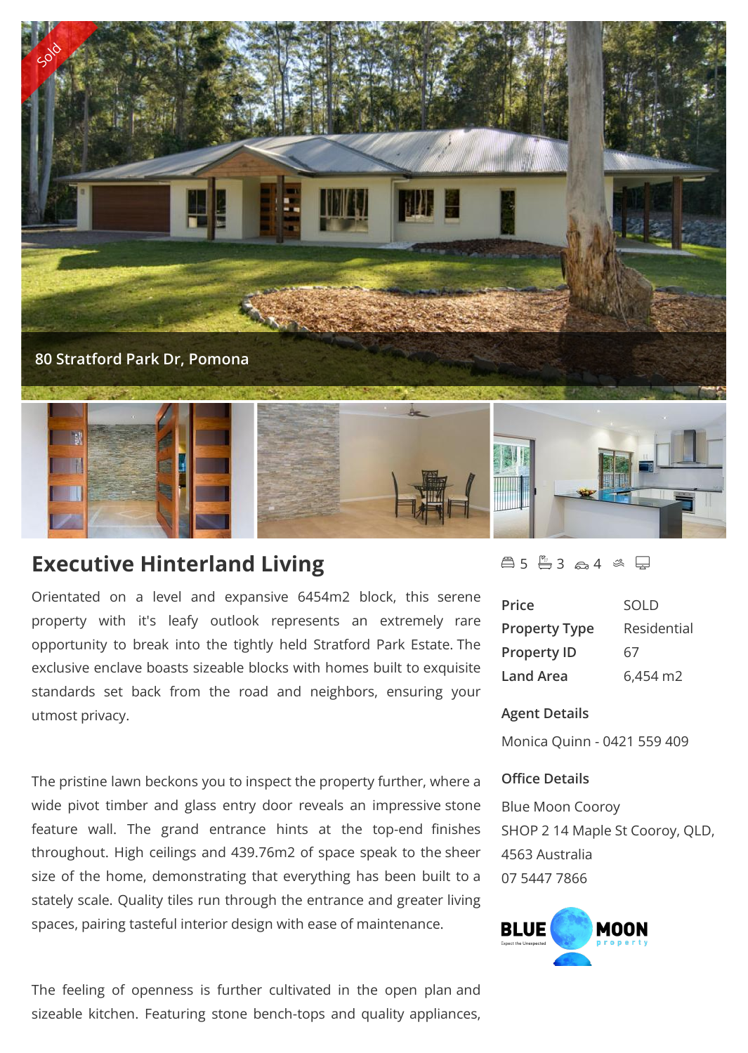80 Stratford Park Dr, Pomona

# Executive Hinterland Living

5 3 4

| | |
|---|---|
| Price | SOLD |
| Property Type | Residential |
| Property ID | 67 |
| Land Area | 6,454 m2 |

**Agent Details**

Monica Quinn - 0421 559 409

**Office Details**

Blue Moon Cooroy
SHOP 2 14 Maple St Cooroy, QLD, 4563 Australia
07 5447 7866

Orientated on a level and expansive 6454m2 block, this serene property with it's leafy outlook represents an extremely rare opportunity to break into the tightly held Stratford Park Estate. The exclusive enclave boasts sizeable blocks with homes built to exquisite standards set back from the road and neighbors, ensuring your utmost privacy.

The pristine lawn beckons you to inspect the property further, where a wide pivot timber and glass entry door reveals an impressive stone feature wall. The grand entrance hints at the top-end finishes throughout. High ceilings and 439.76m2 of space speak to the sheer size of the home, demonstrating that everything has been built to a stately scale. Quality tiles run through the entrance and greater living spaces, pairing tasteful interior design with ease of maintenance.

The feeling of openness is further cultivated in the open plan and sizeable kitchen. Featuring stone bench-tops and quality appliances,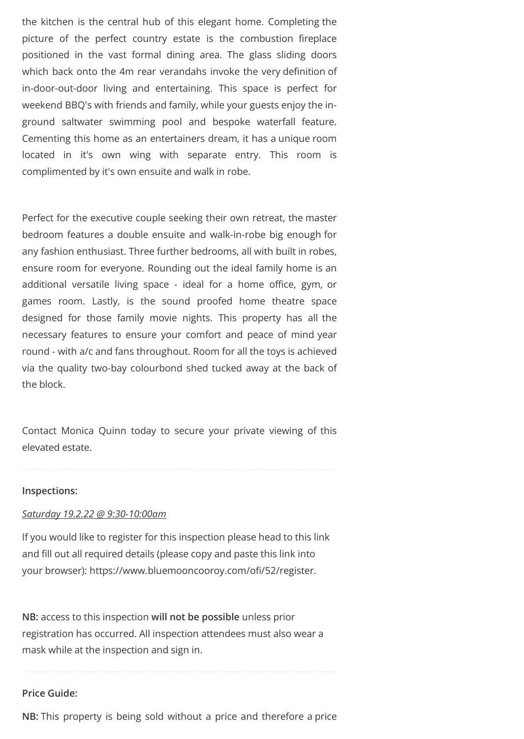the kitchen is the central hub of this elegant home. Completing the picture of the perfect country estate is the combustion fireplace positioned in the vast formal dining area. The glass sliding doors which back onto the 4m rear verandahs invoke the very definition of in-door-out-door living and entertaining. This space is perfect for weekend BBQ's with friends and family, while your guests enjoy the in-ground saltwater swimming pool and bespoke waterfall feature. Cementing this home as an entertainers dream, it has a unique room located in it's own wing with separate entry. This room is complimented by it's own ensuite and walk in robe.

Perfect for the executive couple seeking their own retreat, the master bedroom features a double ensuite and walk-in-robe big enough for any fashion enthusiast. Three further bedrooms, all with built in robes, ensure room for everyone. Rounding out the ideal family home is an additional versatile living space - ideal for a home office, gym, or games room. Lastly, is the sound proofed home theatre space designed for those family movie nights. This property has all the necessary features to ensure your comfort and peace of mind year round - with a/c and fans throughout. Room for all the toys is achieved via the quality two-bay colourbond shed tucked away at the back of the block.

Contact Monica Quinn today to secure your private viewing of this elevated estate.

---

**Inspections:**

*Saturday 19.2.22 @ 9:30-10:00am*

If you would like to register for this inspection please head to this link and fill out all required details (please copy and paste this link into your browser): https://www.bluemooncooroy.com/ofi/52/register.

**NB:** access to this inspection **will not be possible** unless prior registration has occurred. All inspection attendees must also wear a mask while at the inspection and sign in.

---

**Price Guide:**

**NB:** This property is being sold without a price and therefore a price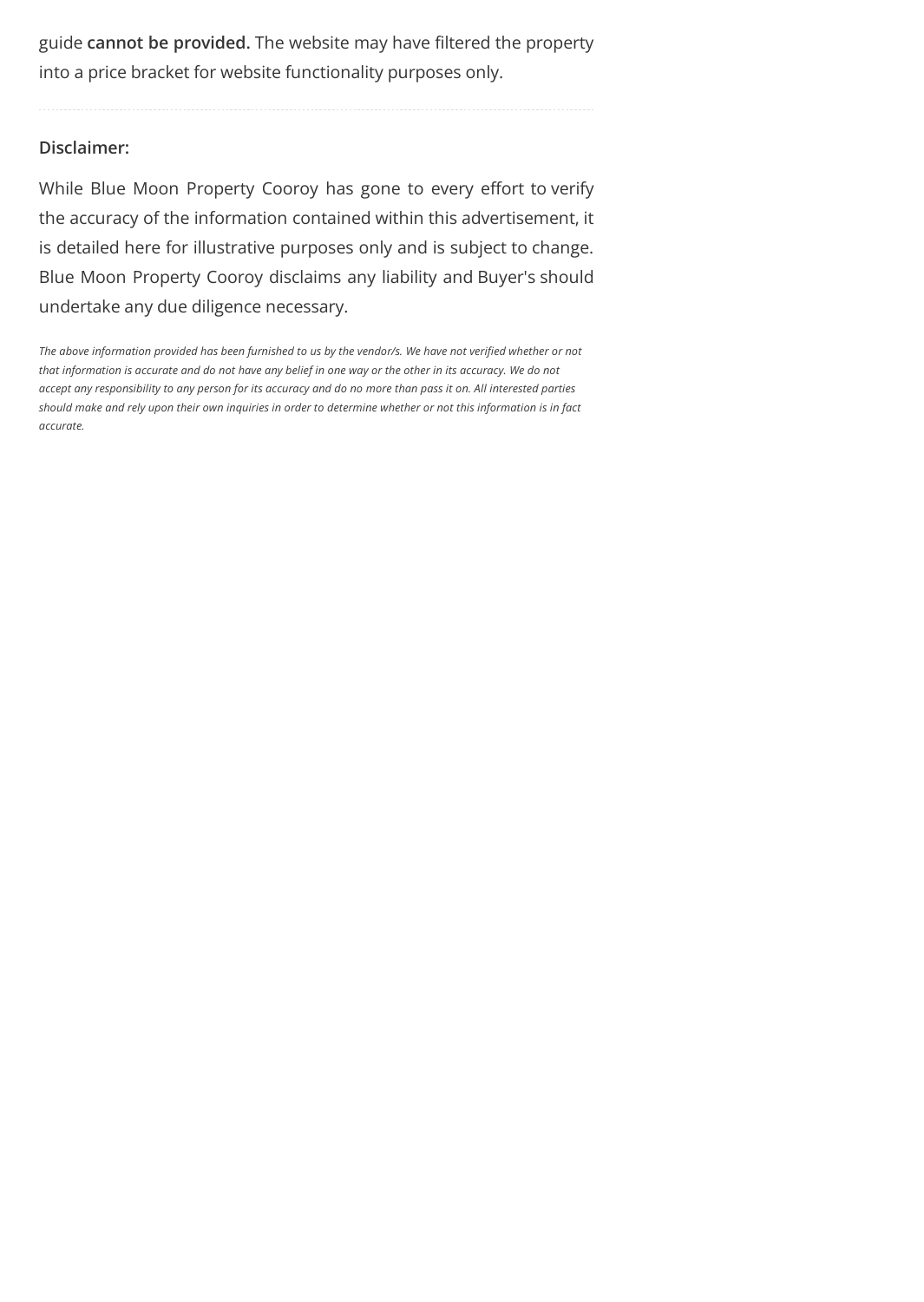guide **cannot be provided.** The website may have filtered the property into a price bracket for website functionality purposes only.

---

**Disclaimer:**

While Blue Moon Property Cooroy has gone to every effort to verify the accuracy of the information contained within this advertisement, it is detailed here for illustrative purposes only and is subject to change. Blue Moon Property Cooroy disclaims any liability and Buyer's should undertake any due diligence necessary.

*The above information provided has been furnished to us by the vendor/s. We have not verified whether or not that information is accurate and do not have any belief in one way or the other in its accuracy. We do not accept any responsibility to any person for its accuracy and do no more than pass it on. All interested parties should make and rely upon their own inquiries in order to determine whether or not this information is in fact accurate.*